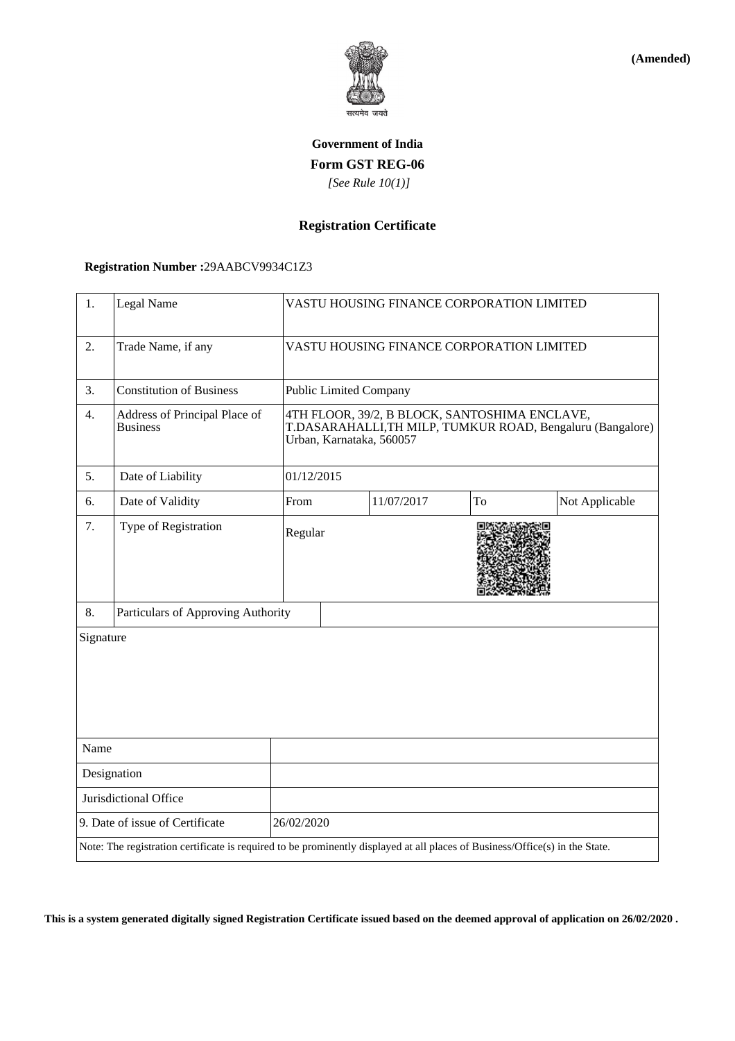**(Amended)**

सत्यमेव जयते

**Government of India**

**Form GST REG-06**

*[See Rule 10(1)]*

## Registration Certificate

**Registration Number :**29AABCV9934C1Z3

| | | | | | |
|---|---|---|---|---|---|
| 1. | Legal Name | VASTU HOUSING FINANCE CORPORATION LIMITED | | | |
| 2. | Trade Name, if any | VASTU HOUSING FINANCE CORPORATION LIMITED | | | |
| 3. | Constitution of Business | Public Limited Company | | | |
| 4. | Address of Principal Place of Business | 4TH FLOOR, 39/2, B BLOCK, SANTOSHIMA ENCLAVE, T.DASARAHALLI,TH MILP, TUMKUR ROAD, Bengaluru (Bangalore) Urban, Karnataka, 560057 | | | |
| 5. | Date of Liability | 01/12/2015 | | | |
| 6. | Date of Validity | From | 11/07/2017 | To | Not Applicable |
| 7. | Type of Registration | Regular | | | |
| 8. | Particulars of Approving Authority | | | | |

| | |
|---|---|
| Signature | |
| Name | |
| Designation | |
| Jurisdictional Office | |
| 9. Date of issue of Certificate | 26/02/2020 |

Note: The registration certificate is required to be prominently displayed at all places of Business/Office(s) in the State.

**This is a system generated digitally signed Registration Certificate issued based on the deemed approval of application on 26/02/2020 .**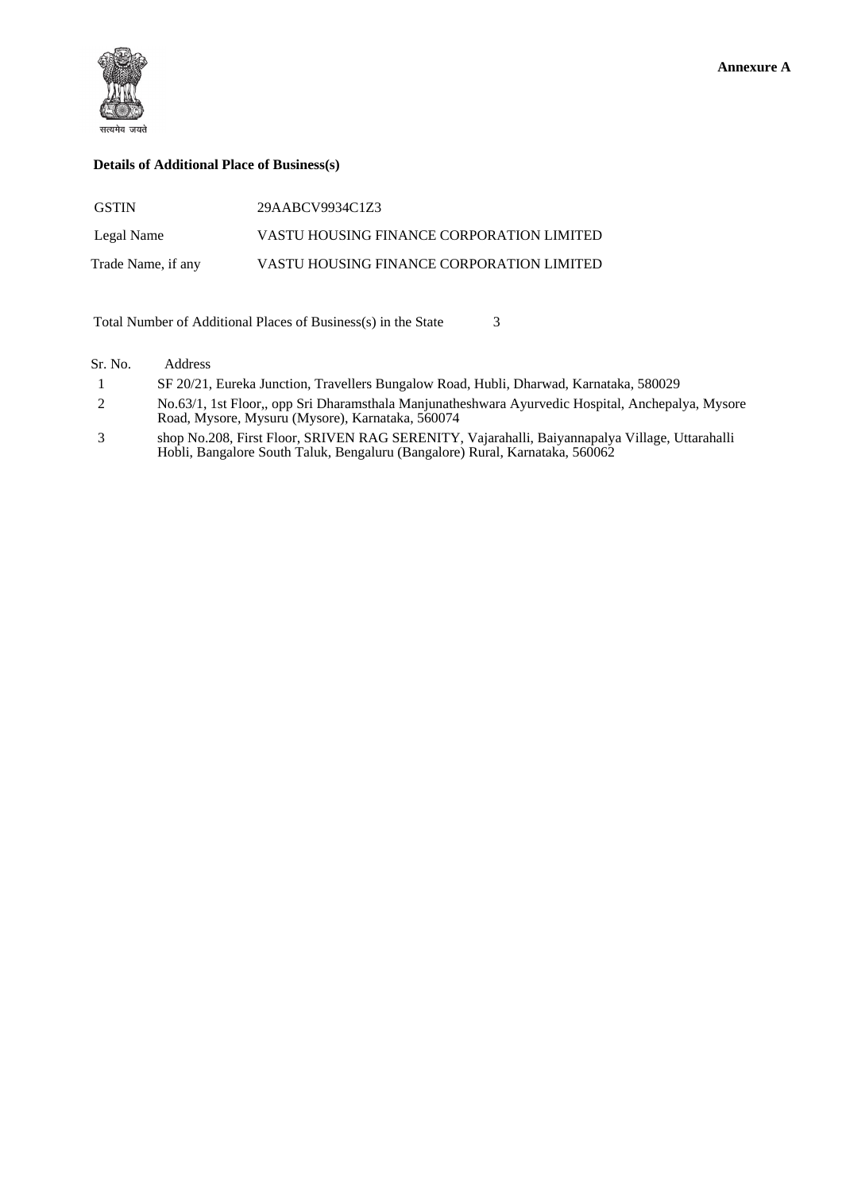सत्यमेव जयते

**Annexure A**

**Details of Additional Place of Business(s)**

| | |
|---|---|
| GSTIN | 29AABCV9934C1Z3 |
| Legal Name | VASTU HOUSING FINANCE CORPORATION LIMITED |
| Trade Name, if any | VASTU HOUSING FINANCE CORPORATION LIMITED |

Total Number of Additional Places of Business(s) in the State 3

| Sr. No. | Address |
|---|---|
| 1 | SF 20/21, Eureka Junction, Travellers Bungalow Road, Hubli, Dharwad, Karnataka, 580029 |
| 2 | No.63/1, 1st Floor,, opp Sri Dharamsthala Manjunatheshwara Ayurvedic Hospital, Anchepalya, Mysore Road, Mysore, Mysuru (Mysore), Karnataka, 560074 |
| 3 | shop No.208, First Floor, SRIVEN RAG SERENITY, Vajarahalli, Baiyannapalya Village, Uttarahalli Hobli, Bangalore South Taluk, Bengaluru (Bangalore) Rural, Karnataka, 560062 |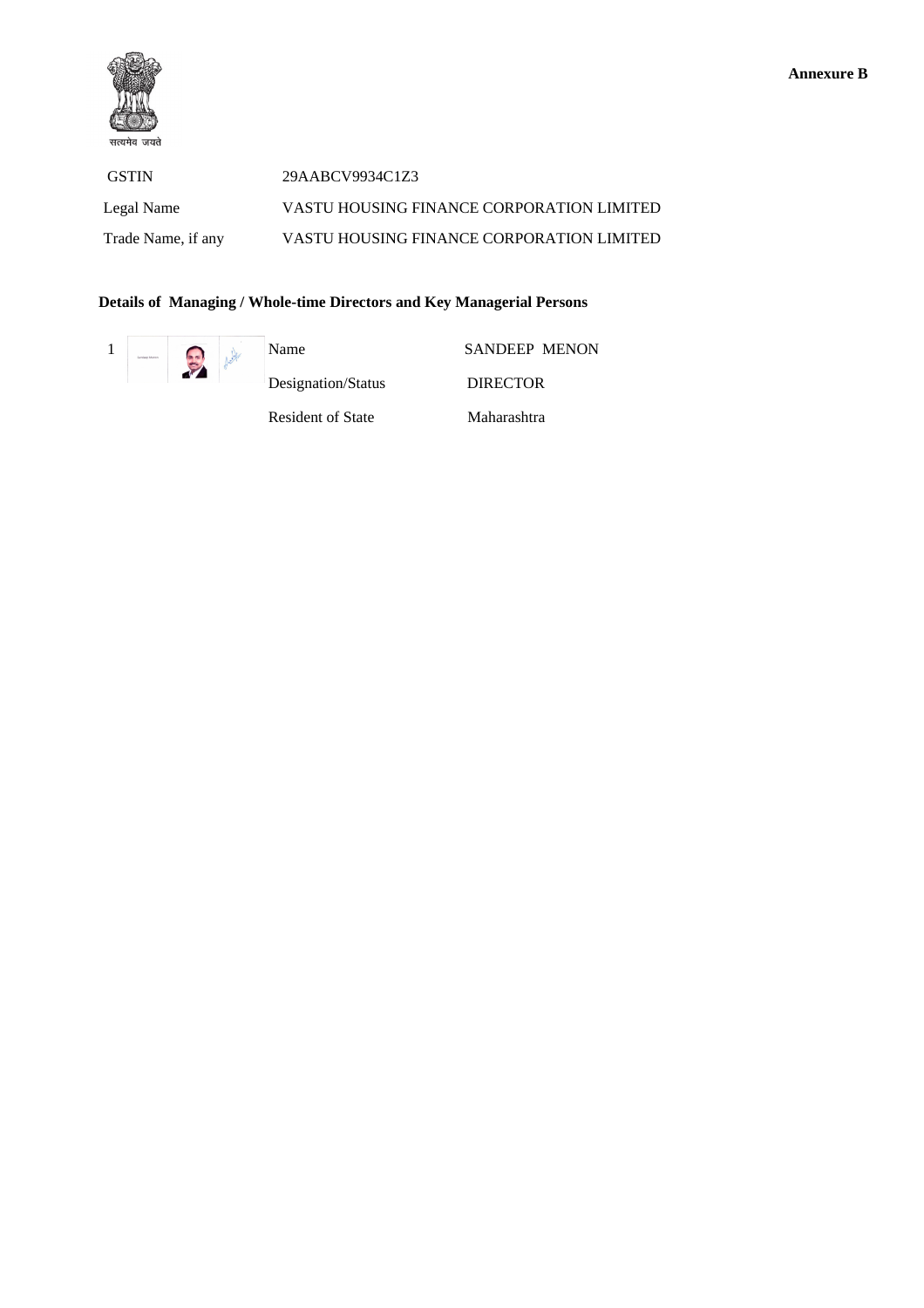सत्यमेव जयते

**Annexure B**

| | |
|---|---|
| GSTIN | 29AABCV9934C1Z3 |
| Legal Name | VASTU HOUSING FINANCE CORPORATION LIMITED |
| Trade Name, if any | VASTU HOUSING FINANCE CORPORATION LIMITED |

**Details of Managing / Whole-time Directors and Key Managerial Persons**

| | | |
|---|---|---|
| 1 | Name | SANDEEP MENON |
| | Designation/Status | DIRECTOR |
| | Resident of State | Maharashtra |